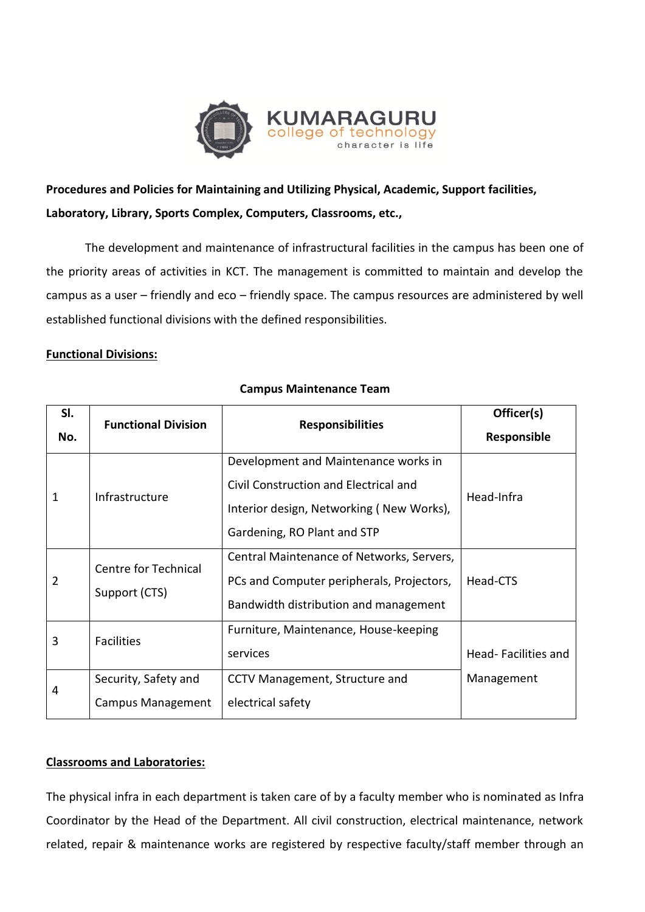**KUMARAGURU**
college of technology
character is life

**Procedures and Policies for Maintaining and Utilizing Physical, Academic, Support facilities, Laboratory, Library, Sports Complex, Computers, Classrooms, etc.,**

The development and maintenance of infrastructural facilities in the campus has been one of the priority areas of activities in KCT. The management is committed to maintain and develop the campus as a user – friendly and eco – friendly space. The campus resources are administered by well established functional divisions with the defined responsibilities.

**Functional Divisions:**

**Campus Maintenance Team**

| Sl. No. | Functional Division | Responsibilities | Officer(s) Responsible |
|---|---|---|---|
| 1 | Infrastructure | Development and Maintenance works in Civil Construction and Electrical and Interior design, Networking ( New Works), Gardening, RO Plant and STP | Head-Infra |
| 2 | Centre for Technical Support (CTS) | Central Maintenance of Networks, Servers, PCs and Computer peripherals, Projectors, Bandwidth distribution and management | Head-CTS |
| 3 | Facilities | Furniture, Maintenance, House-keeping services | Head- Facilities and Management |
| 4 | Security, Safety and Campus Management | CCTV Management, Structure and electrical safety | |

**Classrooms and Laboratories:**

The physical infra in each department is taken care of by a faculty member who is nominated as Infra Coordinator by the Head of the Department. All civil construction, electrical maintenance, network related, repair & maintenance works are registered by respective faculty/staff member through an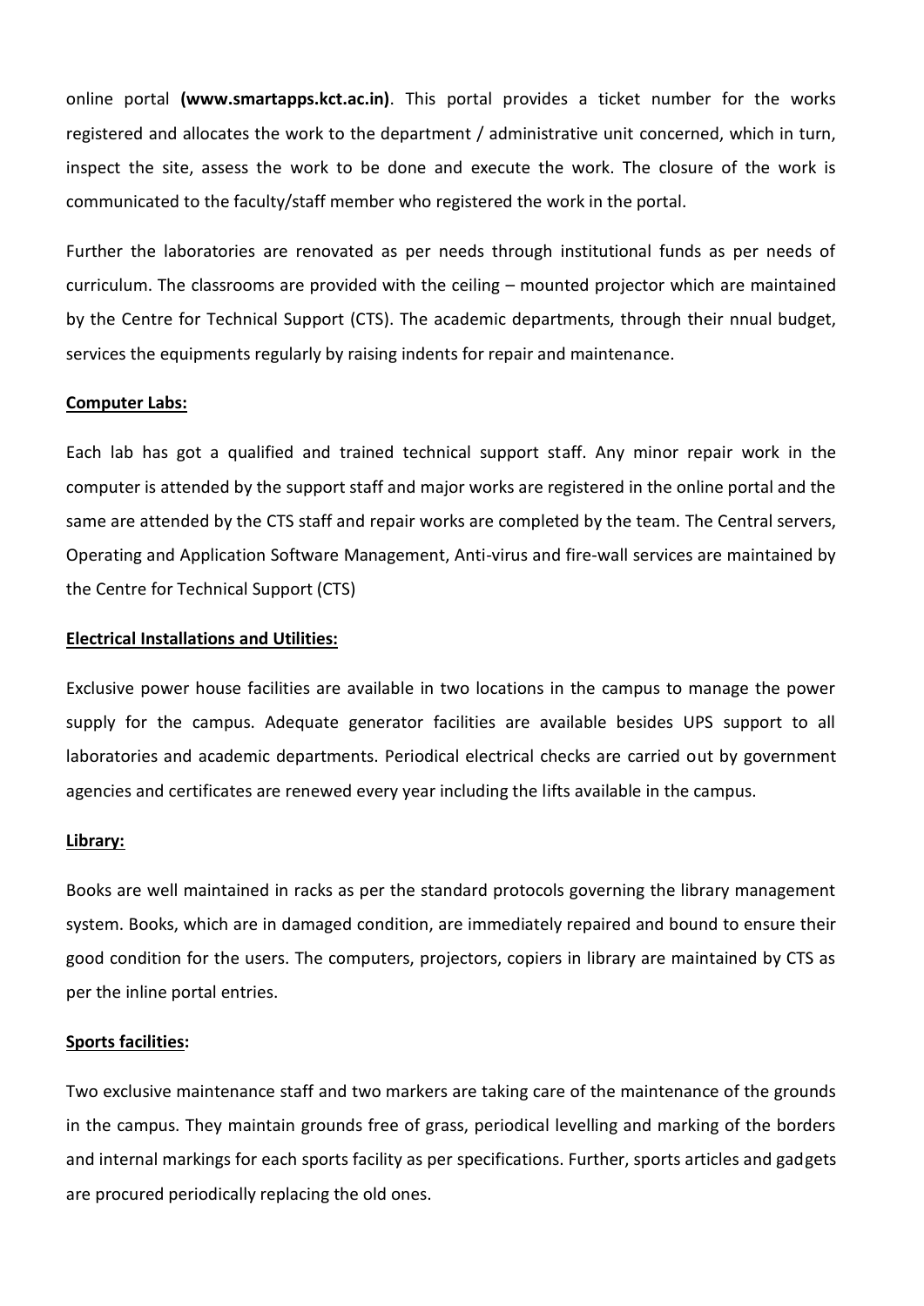online portal **(www.smartapps.kct.ac.in)**. This portal provides a ticket number for the works registered and allocates the work to the department / administrative unit concerned, which in turn, inspect the site, assess the work to be done and execute the work. The closure of the work is communicated to the faculty/staff member who registered the work in the portal.

Further the laboratories are renovated as per needs through institutional funds as per needs of curriculum. The classrooms are provided with the ceiling – mounted projector which are maintained by the Centre for Technical Support (CTS). The academic departments, through their nnual budget, services the equipments regularly by raising indents for repair and maintenance.

**<u>Computer Labs:</u>**

Each lab has got a qualified and trained technical support staff. Any minor repair work in the computer is attended by the support staff and major works are registered in the online portal and the same are attended by the CTS staff and repair works are completed by the team. The Central servers, Operating and Application Software Management, Anti-virus and fire-wall services are maintained by the Centre for Technical Support (CTS)

**<u>Electrical Installations and Utilities:</u>**

Exclusive power house facilities are available in two locations in the campus to manage the power supply for the campus. Adequate generator facilities are available besides UPS support to all laboratories and academic departments. Periodical electrical checks are carried out by government agencies and certificates are renewed every year including the lifts available in the campus.

**<u>Library:</u>**

Books are well maintained in racks as per the standard protocols governing the library management system. Books, which are in damaged condition, are immediately repaired and bound to ensure their good condition for the users. The computers, projectors, copiers in library are maintained by CTS as per the inline portal entries.

**<u>Sports facilities</u>:**

Two exclusive maintenance staff and two markers are taking care of the maintenance of the grounds in the campus. They maintain grounds free of grass, periodical levelling and marking of the borders and internal markings for each sports facility as per specifications. Further, sports articles and gadgets are procured periodically replacing the old ones.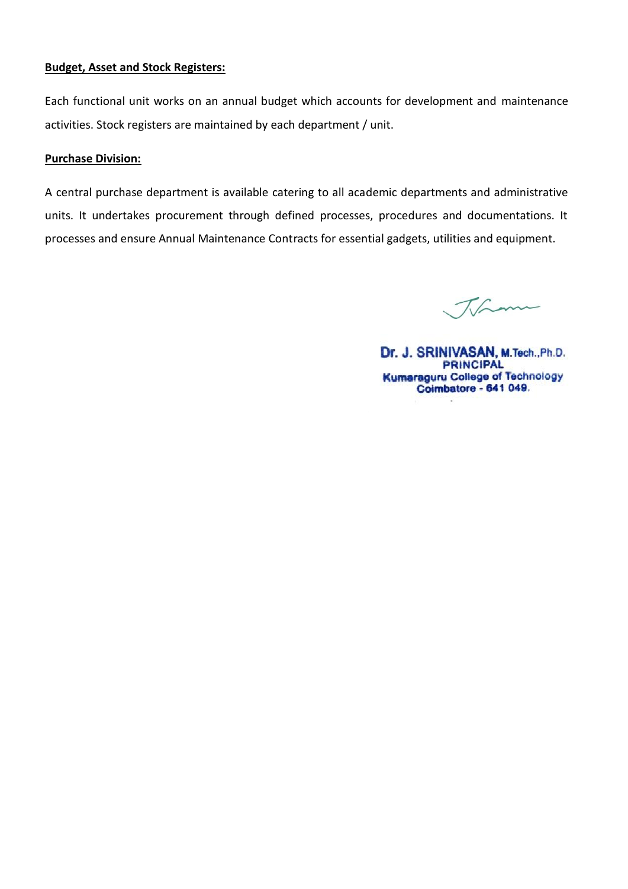**Budget, Asset and Stock Registers:**

Each functional unit works on an annual budget which accounts for development and maintenance activities. Stock registers are maintained by each department / unit.

**Purchase Division:**

A central purchase department is available catering to all academic departments and administrative units. It undertakes procurement through defined processes, procedures and documentations. It processes and ensure Annual Maintenance Contracts for essential gadgets, utilities and equipment.

Dr. J. SRINIVASAN, M.Tech.,Ph.D.
PRINCIPAL
Kumaraguru College of Technology
Coimbatore - 641 049.